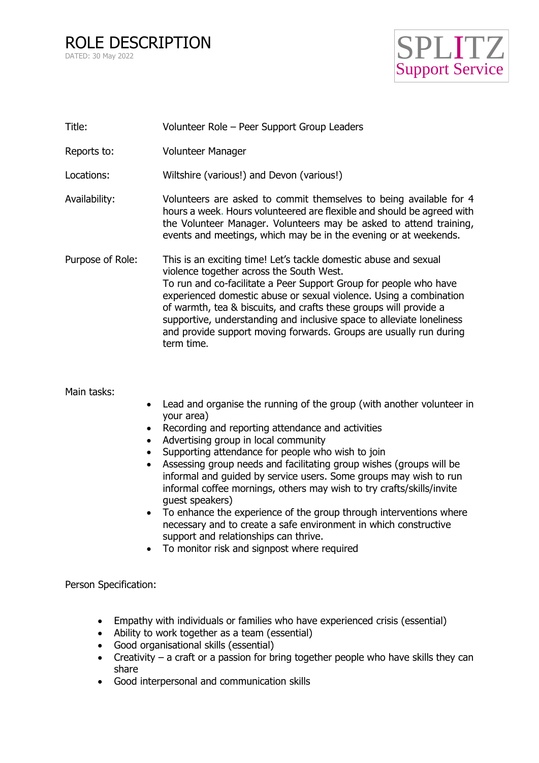# ROLE DESCRIPTION

DATED: 30 May 2022

SPLITZ Support Service

| | |
|---|---|
| Title: | Volunteer Role – Peer Support Group Leaders |
| Reports to: | Volunteer Manager |
| Locations: | Wiltshire (various!) and Devon (various!) |
| Availability: | Volunteers are asked to commit themselves to being available for 4 hours a week. Hours volunteered are flexible and should be agreed with the Volunteer Manager. Volunteers may be asked to attend training, events and meetings, which may be in the evening or at weekends. |
| Purpose of Role: | This is an exciting time! Let's tackle domestic abuse and sexual violence together across the South West. To run and co-facilitate a Peer Support Group for people who have experienced domestic abuse or sexual violence. Using a combination of warmth, tea & biscuits, and crafts these groups will provide a supportive, understanding and inclusive space to alleviate loneliness and provide support moving forwards. Groups are usually run during term time. |

Main tasks:

- Lead and organise the running of the group (with another volunteer in your area)
- Recording and reporting attendance and activities
- Advertising group in local community
- Supporting attendance for people who wish to join
- Assessing group needs and facilitating group wishes (groups will be informal and guided by service users. Some groups may wish to run informal coffee mornings, others may wish to try crafts/skills/invite guest speakers)
- To enhance the experience of the group through interventions where necessary and to create a safe environment in which constructive support and relationships can thrive.
- To monitor risk and signpost where required

Person Specification:

- Empathy with individuals or families who have experienced crisis (essential)
- Ability to work together as a team (essential)
- Good organisational skills (essential)
- Creativity – a craft or a passion for bring together people who have skills they can share
- Good interpersonal and communication skills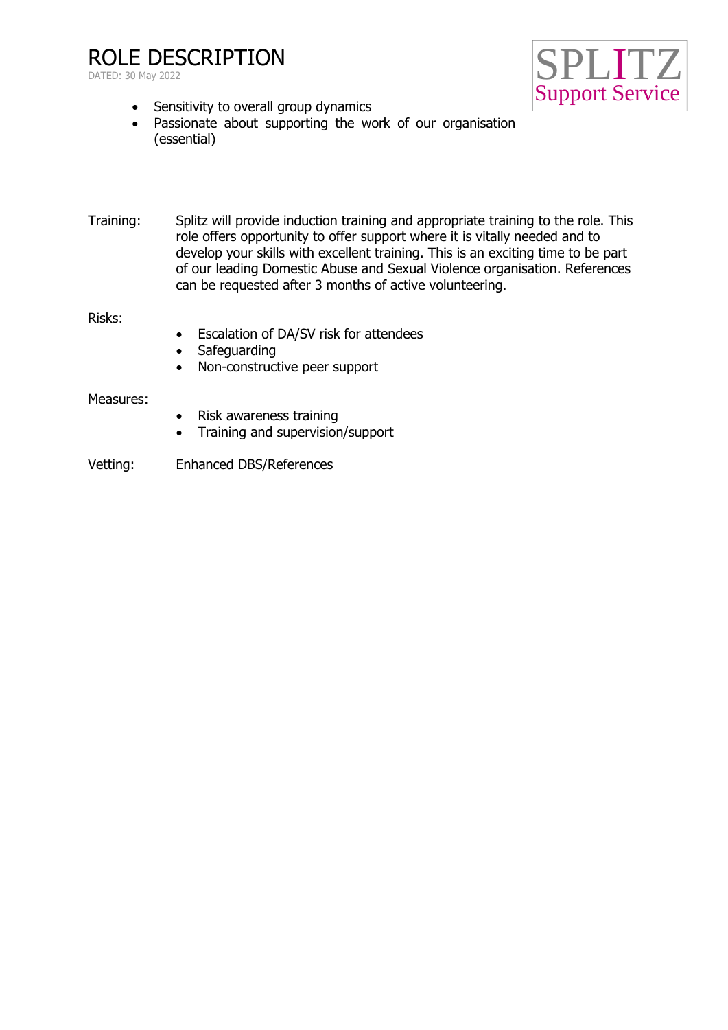- Sensitivity to overall group dynamics
- Passionate about supporting the work of our organisation (essential)

Training: Splitz will provide induction training and appropriate training to the role. This role offers opportunity to offer support where it is vitally needed and to develop your skills with excellent training. This is an exciting time to be part of our leading Domestic Abuse and Sexual Violence organisation. References can be requested after 3 months of active volunteering.

Risks:

- Escalation of DA/SV risk for attendees
- Safeguarding
- Non-constructive peer support

Measures:

- Risk awareness training
- Training and supervision/support

Vetting: Enhanced DBS/References